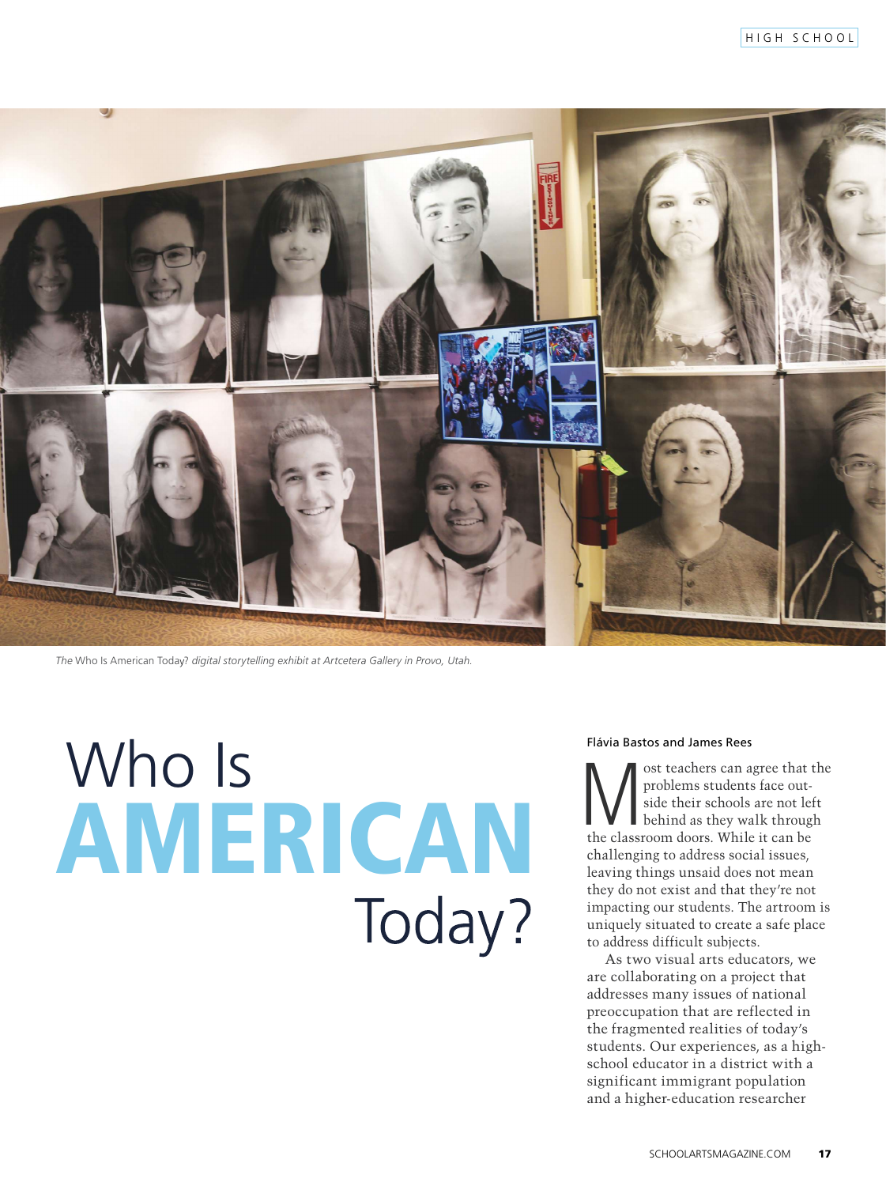*The* Who Is American Today? *digital storytelling exhibit at Artcetera Gallery in Provo, Utah.*

# Who Is AMERICAN Today?

Flávia Bastos and James Rees

Most teachers can agree that the problems students face outside their schools are not left behind as they walk through the classroom doors. While it can be challenging to address social issues, leaving things unsaid does not mean they do not exist and that they're not impacting our students. The artroom is uniquely situated to create a safe place to address difficult subjects.

As two visual arts educators, we are collaborating on a project that addresses many issues of national preoccupation that are reflected in the fragmented realities of today's students. Our experiences, as a high-school educator in a district with a significant immigrant population and a higher-education researcher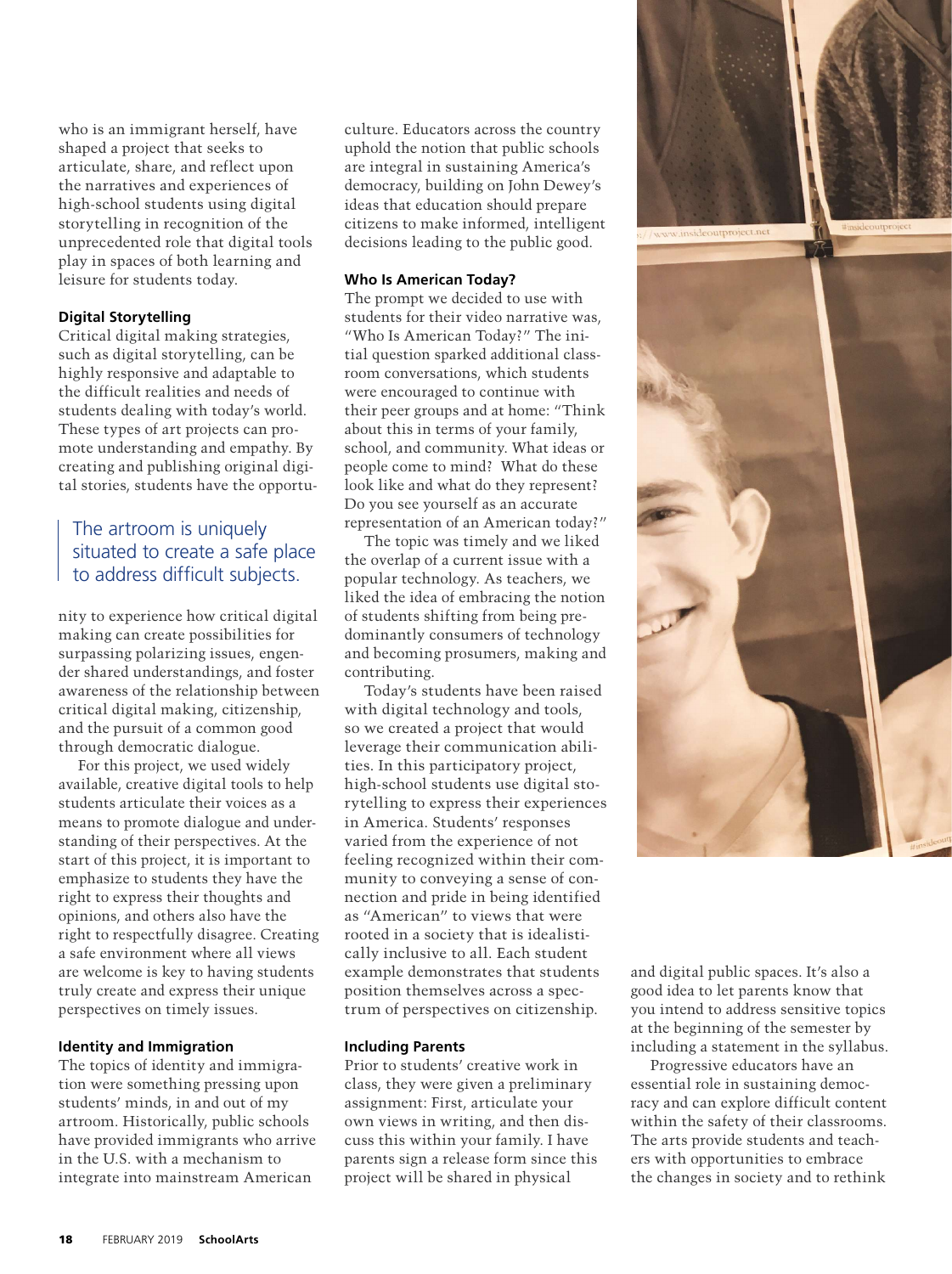who is an immigrant herself, have shaped a project that seeks to articulate, share, and reflect upon the narratives and experiences of high-school students using digital storytelling in recognition of the unprecedented role that digital tools play in spaces of both learning and leisure for students today.

### Digital Storytelling

Critical digital making strategies, such as digital storytelling, can be highly responsive and adaptable to the difficult realities and needs of students dealing with today's world. These types of art projects can promote understanding and empathy. By creating and publishing original digital stories, students have the opportunity to experience how critical digital making can create possibilities for surpassing polarizing issues, engender shared understandings, and foster awareness of the relationship between critical digital making, citizenship, and the pursuit of a common good through democratic dialogue.

> The artroom is uniquely situated to create a safe place to address difficult subjects.

For this project, we used widely available, creative digital tools to help students articulate their voices as a means to promote dialogue and understanding of their perspectives. At the start of this project, it is important to emphasize to students they have the right to express their thoughts and opinions, and others also have the right to respectfully disagree. Creating a safe environment where all views are welcome is key to having students truly create and express their unique perspectives on timely issues.

### Identity and Immigration

The topics of identity and immigration were something pressing upon students' minds, in and out of my artroom. Historically, public schools have provided immigrants who arrive in the U.S. with a mechanism to integrate into mainstream American culture. Educators across the country uphold the notion that public schools are integral in sustaining America's democracy, building on John Dewey's ideas that education should prepare citizens to make informed, intelligent decisions leading to the public good.

### Who Is American Today?

The prompt we decided to use with students for their video narrative was, "Who Is American Today?" The initial question sparked additional classroom conversations, which students were encouraged to continue with their peer groups and at home: "Think about this in terms of your family, school, and community. What ideas or people come to mind? What do these look like and what do they represent? Do you see yourself as an accurate representation of an American today?"

The topic was timely and we liked the overlap of a current issue with a popular technology. As teachers, we liked the idea of embracing the notion of students shifting from being predominantly consumers of technology and becoming prosumers, making and contributing.

Today's students have been raised with digital technology and tools, so we created a project that would leverage their communication abilities. In this participatory project, high-school students use digital storytelling to express their experiences in America. Students' responses varied from the experience of not feeling recognized within their community to conveying a sense of connection and pride in being identified as "American" to views that were rooted in a society that is idealistically inclusive to all. Each student example demonstrates that students position themselves across a spectrum of perspectives on citizenship.

### Including Parents

Prior to students' creative work in class, they were given a preliminary assignment: First, articulate your own views in writing, and then discuss this within your family. I have parents sign a release form since this project will be shared in physical and digital public spaces. It's also a good idea to let parents know that you intend to address sensitive topics at the beginning of the semester by including a statement in the syllabus.

Progressive educators have an essential role in sustaining democracy and can explore difficult content within the safety of their classrooms. The arts provide students and teachers with opportunities to embrace the changes in society and to rethink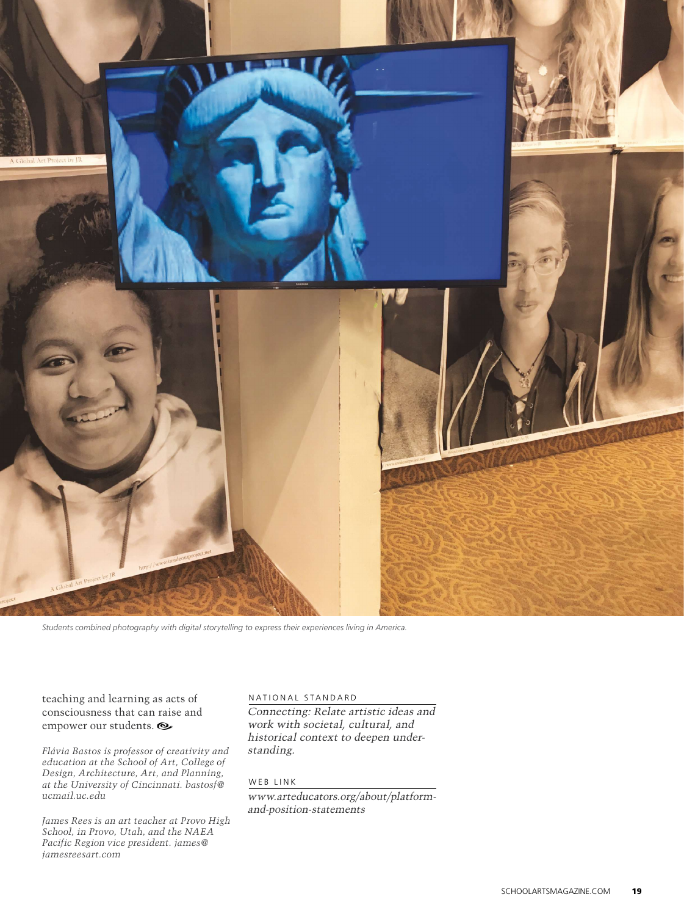Students combined photography with digital storytelling to express their experiences living in America.

teaching and learning as acts of consciousness that can raise and empower our students.

*Flávia Bastos is professor of creativity and education at the School of Art, College of Design, Architecture, Art, and Planning, at the University of Cincinnati. bastosf@ucmail.uc.edu*

*James Rees is an art teacher at Provo High School, in Provo, Utah, and the NAEA Pacific Region vice president. james@jamesreesart.com*

NATIONAL STANDARD

*Connecting: Relate artistic ideas and work with societal, cultural, and historical context to deepen understanding.*

WEB LINK

*www.arteducators.org/about/platform-and-position-statements*